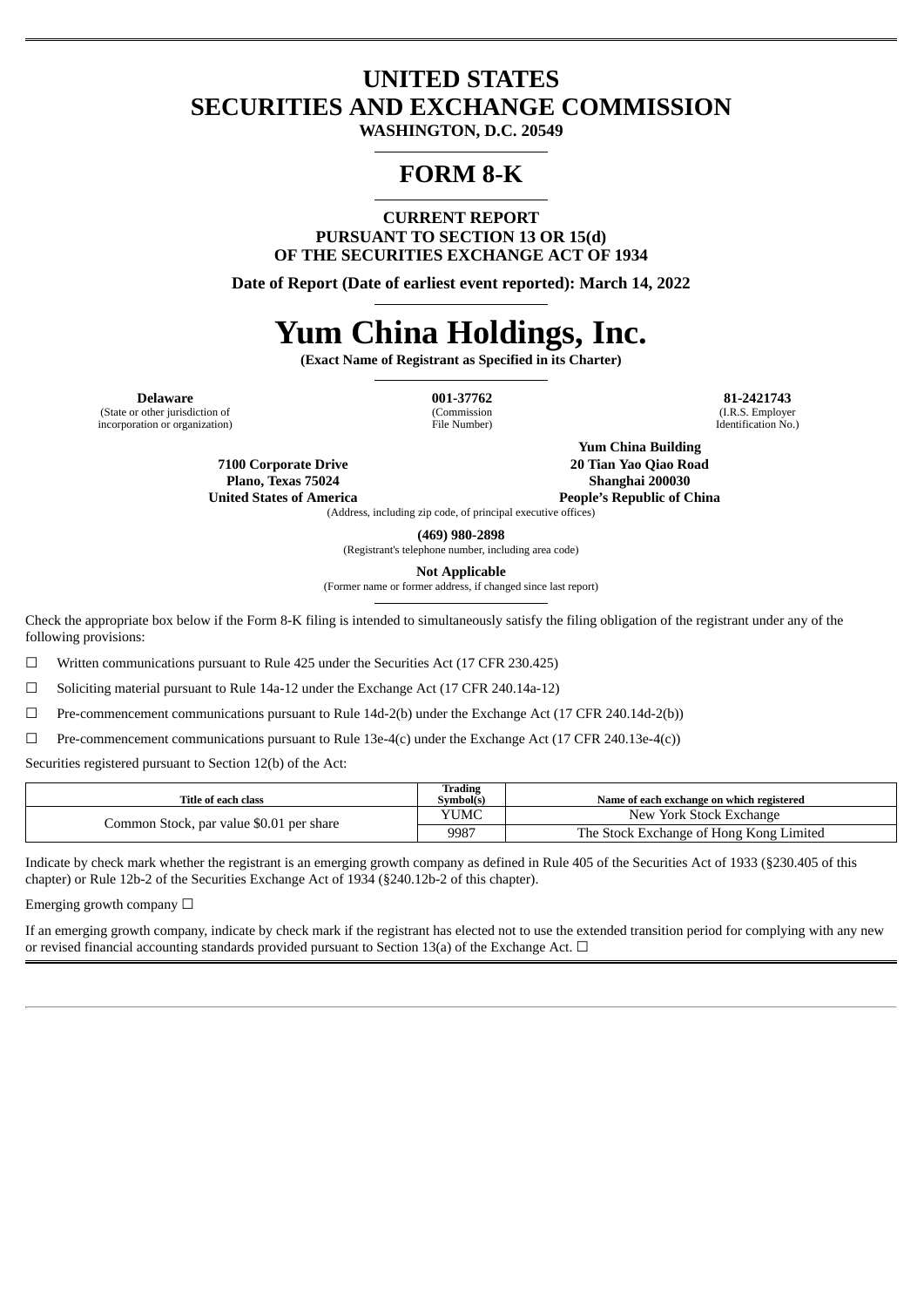# UNITED STATES
# SECURITIES AND EXCHANGE COMMISSION

**WASHINGTON, D.C. 20549**

# FORM 8-K

**CURRENT REPORT**
**PURSUANT TO SECTION 13 OR 15(d)**
**OF THE SECURITIES EXCHANGE ACT OF 1934**

**Date of Report (Date of earliest event reported): March 14, 2022**

# Yum China Holdings, Inc.

**(Exact Name of Registrant as Specified in its Charter)**

| **Delaware** | **001-37762** | **81-2421743** |
|---|---|---|
| (State or other jurisdiction of incorporation or organization) | (Commission File Number) | (I.R.S. Employer Identification No.) |

**7100 Corporate Drive**
**Plano, Texas 75024**
**United States of America**

**Yum China Building**
**20 Tian Yao Qiao Road**
**Shanghai 200030**
**People's Republic of China**

(Address, including zip code, of principal executive offices)

**(469) 980-2898**
(Registrant's telephone number, including area code)

**Not Applicable**
(Former name or former address, if changed since last report)

Check the appropriate box below if the Form 8-K filing is intended to simultaneously satisfy the filing obligation of the registrant under any of the following provisions:

☐ Written communications pursuant to Rule 425 under the Securities Act (17 CFR 230.425)

☐ Soliciting material pursuant to Rule 14a-12 under the Exchange Act (17 CFR 240.14a-12)

☐ Pre-commencement communications pursuant to Rule 14d-2(b) under the Exchange Act (17 CFR 240.14d-2(b))

☐ Pre-commencement communications pursuant to Rule 13e-4(c) under the Exchange Act (17 CFR 240.13e-4(c))

Securities registered pursuant to Section 12(b) of the Act:

| Title of each class | Trading Symbol(s) | Name of each exchange on which registered |
|---|---|---|
| Common Stock, par value $0.01 per share | YUMC | New York Stock Exchange |
| | 9987 | The Stock Exchange of Hong Kong Limited |

Indicate by check mark whether the registrant is an emerging growth company as defined in Rule 405 of the Securities Act of 1933 (§230.405 of this chapter) or Rule 12b-2 of the Securities Exchange Act of 1934 (§240.12b-2 of this chapter).

Emerging growth company ☐

If an emerging growth company, indicate by check mark if the registrant has elected not to use the extended transition period for complying with any new or revised financial accounting standards provided pursuant to Section 13(a) of the Exchange Act. ☐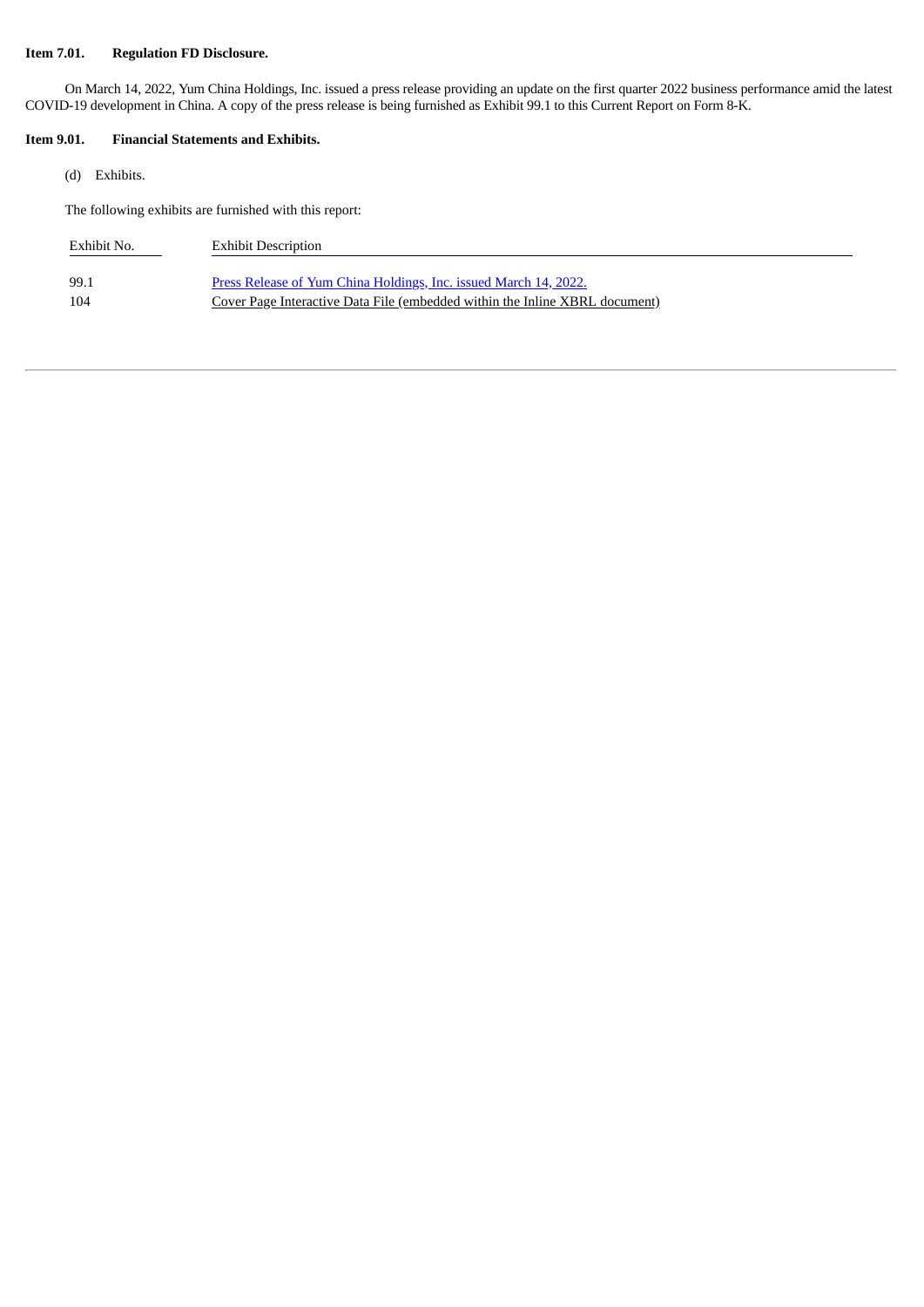**Item 7.01. Regulation FD Disclosure.**

On March 14, 2022, Yum China Holdings, Inc. issued a press release providing an update on the first quarter 2022 business performance amid the latest COVID-19 development in China. A copy of the press release is being furnished as Exhibit 99.1 to this Current Report on Form 8-K.

**Item 9.01. Financial Statements and Exhibits.**

(d) Exhibits.

The following exhibits are furnished with this report:

| Exhibit No. | Exhibit Description |
|---|---|
| 99.1 | Press Release of Yum China Holdings, Inc. issued March 14, 2022. |
| 104 | Cover Page Interactive Data File (embedded within the Inline XBRL document) |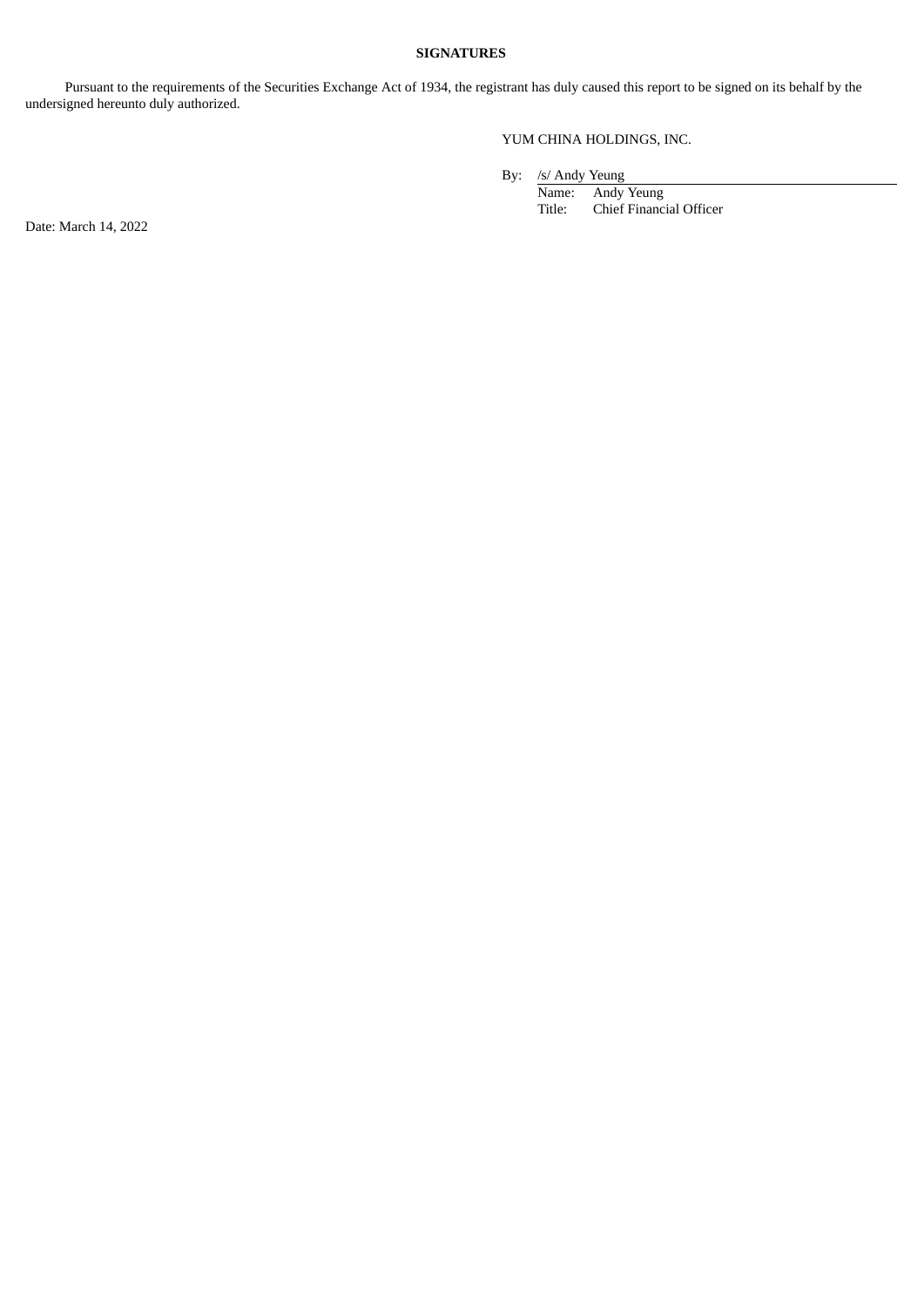**SIGNATURES**

Pursuant to the requirements of the Securities Exchange Act of 1934, the registrant has duly caused this report to be signed on its behalf by the undersigned hereunto duly authorized.

YUM CHINA HOLDINGS, INC.

By: /s/ Andy Yeung

Name: Andy Yeung

Title: Chief Financial Officer

Date: March 14, 2022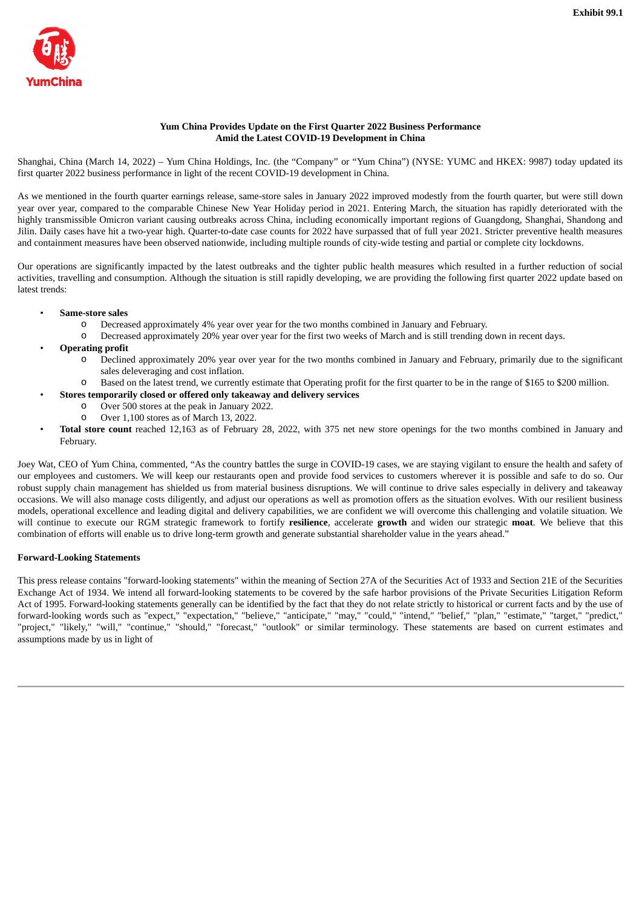Exhibit 99.1

**Yum China Provides Update on the First Quarter 2022 Business Performance Amid the Latest COVID-19 Development in China**

Shanghai, China (March 14, 2022) – Yum China Holdings, Inc. (the "Company" or "Yum China") (NYSE: YUMC and HKEX: 9987) today updated its first quarter 2022 business performance in light of the recent COVID-19 development in China.

As we mentioned in the fourth quarter earnings release, same-store sales in January 2022 improved modestly from the fourth quarter, but were still down year over year, compared to the comparable Chinese New Year Holiday period in 2021. Entering March, the situation has rapidly deteriorated with the highly transmissible Omicron variant causing outbreaks across China, including economically important regions of Guangdong, Shanghai, Shandong and Jilin. Daily cases have hit a two-year high. Quarter-to-date case counts for 2022 have surpassed that of full year 2021. Stricter preventive health measures and containment measures have been observed nationwide, including multiple rounds of city-wide testing and partial or complete city lockdowns.

Our operations are significantly impacted by the latest outbreaks and the tighter public health measures which resulted in a further reduction of social activities, travelling and consumption. Although the situation is still rapidly developing, we are providing the following first quarter 2022 update based on latest trends:

- **Same-store sales**
  - Decreased approximately 4% year over year for the two months combined in January and February.
  - Decreased approximately 20% year over year for the first two weeks of March and is still trending down in recent days.
- **Operating profit**
  - Declined approximately 20% year over year for the two months combined in January and February, primarily due to the significant sales deleveraging and cost inflation.
  - Based on the latest trend, we currently estimate that Operating profit for the first quarter to be in the range of $165 to $200 million.
- **Stores temporarily closed or offered only takeaway and delivery services**
  - Over 500 stores at the peak in January 2022.
  - Over 1,100 stores as of March 13, 2022.
- **Total store count** reached 12,163 as of February 28, 2022, with 375 net new store openings for the two months combined in January and February.

Joey Wat, CEO of Yum China, commented, "As the country battles the surge in COVID-19 cases, we are staying vigilant to ensure the health and safety of our employees and customers. We will keep our restaurants open and provide food services to customers wherever it is possible and safe to do so. Our robust supply chain management has shielded us from material business disruptions. We will continue to drive sales especially in delivery and takeaway occasions. We will also manage costs diligently, and adjust our operations as well as promotion offers as the situation evolves. With our resilient business models, operational excellence and leading digital and delivery capabilities, we are confident we will overcome this challenging and volatile situation. We will continue to execute our RGM strategic framework to fortify **resilience**, accelerate **growth** and widen our strategic **moat**. We believe that this combination of efforts will enable us to drive long-term growth and generate substantial shareholder value in the years ahead."

**Forward-Looking Statements**

This press release contains "forward-looking statements" within the meaning of Section 27A of the Securities Act of 1933 and Section 21E of the Securities Exchange Act of 1934. We intend all forward-looking statements to be covered by the safe harbor provisions of the Private Securities Litigation Reform Act of 1995. Forward-looking statements generally can be identified by the fact that they do not relate strictly to historical or current facts and by the use of forward-looking words such as "expect," "expectation," "believe," "anticipate," "may," "could," "intend," "belief," "plan," "estimate," "target," "predict," "project," "likely," "will," "continue," "should," "forecast," "outlook" or similar terminology. These statements are based on current estimates and assumptions made by us in light of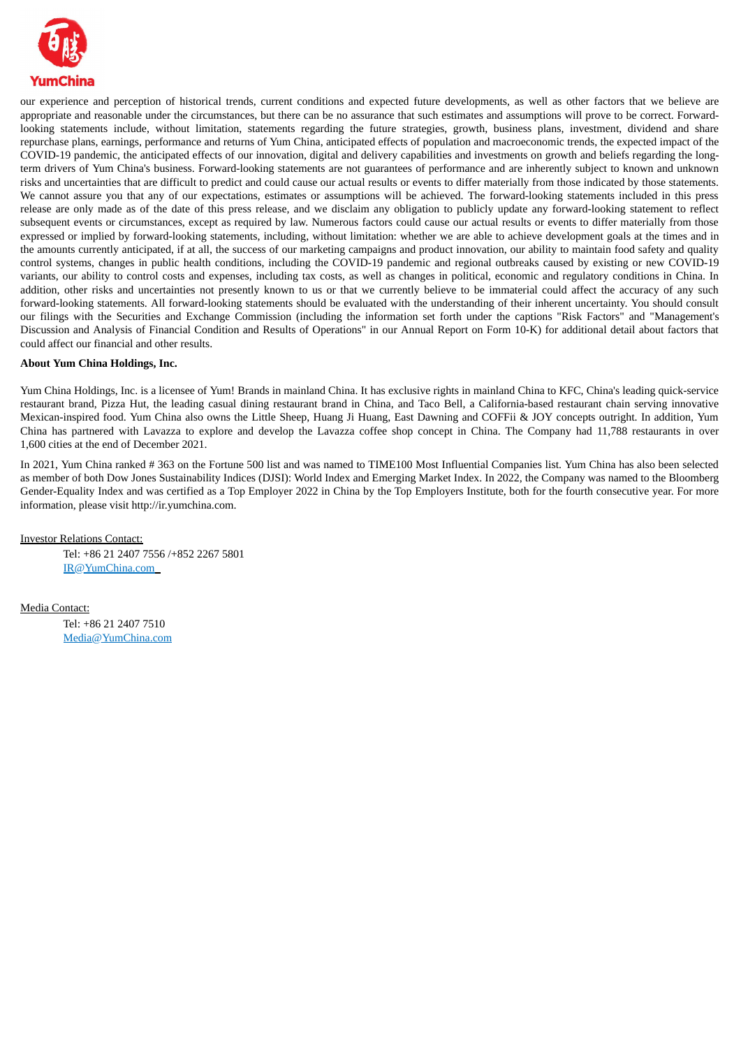our experience and perception of historical trends, current conditions and expected future developments, as well as other factors that we believe are appropriate and reasonable under the circumstances, but there can be no assurance that such estimates and assumptions will prove to be correct. Forward-looking statements include, without limitation, statements regarding the future strategies, growth, business plans, investment, dividend and share repurchase plans, earnings, performance and returns of Yum China, anticipated effects of population and macroeconomic trends, the expected impact of the COVID-19 pandemic, the anticipated effects of our innovation, digital and delivery capabilities and investments on growth and beliefs regarding the long-term drivers of Yum China's business. Forward-looking statements are not guarantees of performance and are inherently subject to known and unknown risks and uncertainties that are difficult to predict and could cause our actual results or events to differ materially from those indicated by those statements. We cannot assure you that any of our expectations, estimates or assumptions will be achieved. The forward-looking statements included in this press release are only made as of the date of this press release, and we disclaim any obligation to publicly update any forward-looking statement to reflect subsequent events or circumstances, except as required by law. Numerous factors could cause our actual results or events to differ materially from those expressed or implied by forward-looking statements, including, without limitation: whether we are able to achieve development goals at the times and in the amounts currently anticipated, if at all, the success of our marketing campaigns and product innovation, our ability to maintain food safety and quality control systems, changes in public health conditions, including the COVID-19 pandemic and regional outbreaks caused by existing or new COVID-19 variants, our ability to control costs and expenses, including tax costs, as well as changes in political, economic and regulatory conditions in China. In addition, other risks and uncertainties not presently known to us or that we currently believe to be immaterial could affect the accuracy of any such forward-looking statements. All forward-looking statements should be evaluated with the understanding of their inherent uncertainty. You should consult our filings with the Securities and Exchange Commission (including the information set forth under the captions "Risk Factors" and "Management's Discussion and Analysis of Financial Condition and Results of Operations" in our Annual Report on Form 10-K) for additional detail about factors that could affect our financial and other results.

**About Yum China Holdings, Inc.**

Yum China Holdings, Inc. is a licensee of Yum! Brands in mainland China. It has exclusive rights in mainland China to KFC, China's leading quick-service restaurant brand, Pizza Hut, the leading casual dining restaurant brand in China, and Taco Bell, a California-based restaurant chain serving innovative Mexican-inspired food. Yum China also owns the Little Sheep, Huang Ji Huang, East Dawning and COFFii & JOY concepts outright. In addition, Yum China has partnered with Lavazza to explore and develop the Lavazza coffee shop concept in China. The Company had 11,788 restaurants in over 1,600 cities at the end of December 2021.

In 2021, Yum China ranked # 363 on the Fortune 500 list and was named to TIME100 Most Influential Companies list. Yum China has also been selected as member of both Dow Jones Sustainability Indices (DJSI): World Index and Emerging Market Index. In 2022, the Company was named to the Bloomberg Gender-Equality Index and was certified as a Top Employer 2022 in China by the Top Employers Institute, both for the fourth consecutive year. For more information, please visit http://ir.yumchina.com.

Investor Relations Contact:

Tel: +86 21 2407 7556 /+852 2267 5801
IR@YumChina.com

Media Contact:

Tel: +86 21 2407 7510
Media@YumChina.com